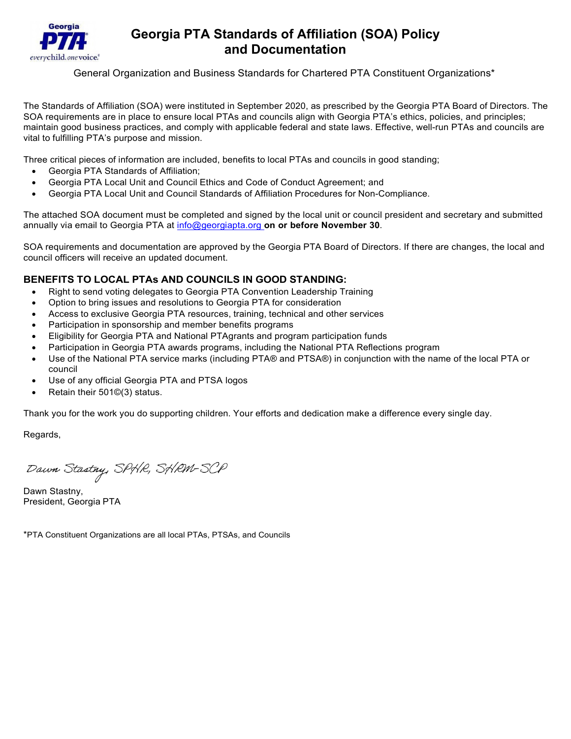# Georgia PTA Standards of Affiliation (SOA) Policy and Documentation

General Organization and Business Standards for Chartered PTA Constituent Organizations*

The Standards of Affiliation (SOA) were instituted in September 2020, as prescribed by the Georgia PTA Board of Directors. The SOA requirements are in place to ensure local PTAs and councils align with Georgia PTA's ethics, policies, and principles; maintain good business practices, and comply with applicable federal and state laws. Effective, well-run PTAs and councils are vital to fulfilling PTA's purpose and mission.

Three critical pieces of information are included, benefits to local PTAs and councils in good standing;

- Georgia PTA Standards of Affiliation;
- Georgia PTA Local Unit and Council Ethics and Code of Conduct Agreement; and
- Georgia PTA Local Unit and Council Standards of Affiliation Procedures for Non-Compliance.

The attached SOA document must be completed and signed by the local unit or council president and secretary and submitted annually via email to Georgia PTA at info@georgiapta.org **on or before November 30**.

SOA requirements and documentation are approved by the Georgia PTA Board of Directors. If there are changes, the local and council officers will receive an updated document.

## BENEFITS TO LOCAL PTAs AND COUNCILS IN GOOD STANDING:

- Right to send voting delegates to Georgia PTA Convention Leadership Training
- Option to bring issues and resolutions to Georgia PTA for consideration
- Access to exclusive Georgia PTA resources, training, technical and other services
- Participation in sponsorship and member benefits programs
- Eligibility for Georgia PTA and National PTAgrants and program participation funds
- Participation in Georgia PTA awards programs, including the National PTA Reflections program
- Use of the National PTA service marks (including PTA® and PTSA®) in conjunction with the name of the local PTA or council
- Use of any official Georgia PTA and PTSA logos
- Retain their 501©(3) status.

Thank you for the work you do supporting children. Your efforts and dedication make a difference every single day.

Regards,

*Dawn Stastny, SPHR, SHRM-SCP*

Dawn Stastny,
President, Georgia PTA

*PTA Constituent Organizations are all local PTAs, PTSAs, and Councils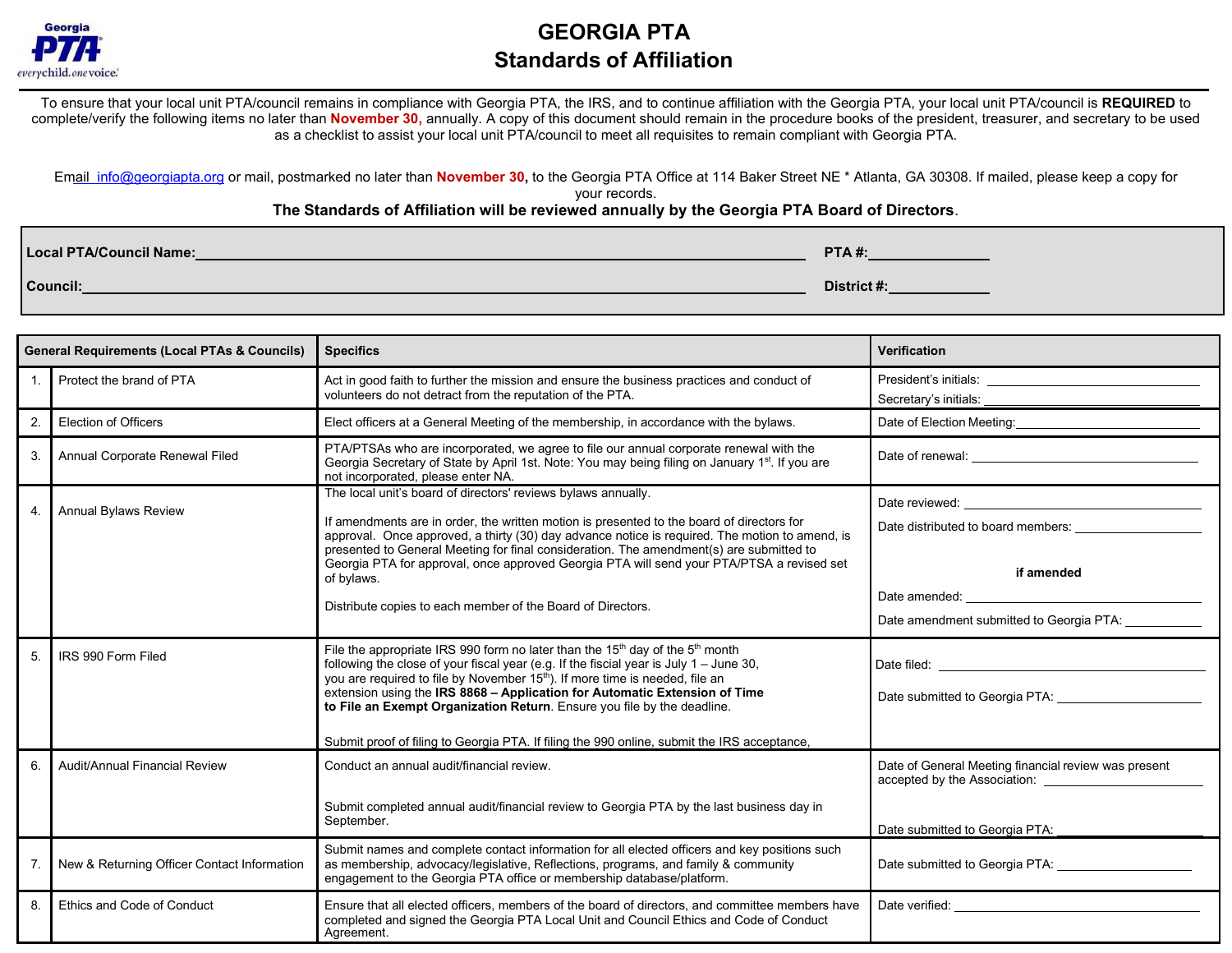# GEORGIA PTA
## Standards of Affiliation

To ensure that your local unit PTA/council remains in compliance with Georgia PTA, the IRS, and to continue affiliation with the Georgia PTA, your local unit PTA/council is **REQUIRED** to complete/verify the following items no later than **November 30,** annually. A copy of this document should remain in the procedure books of the president, treasurer, and secretary to be used as a checklist to assist your local unit PTA/council to meet all requisites to remain compliant with Georgia PTA.

Email info@georgiapta.org or mail, postmarked no later than **November 30,** to the Georgia PTA Office at 114 Baker Street NE * Atlanta, GA 30308. If mailed, please keep a copy for your records.

**The Standards of Affiliation will be reviewed annually by the Georgia PTA Board of Directors.**

**Local PTA/Council Name:**\_\_\_\_\_\_\_\_\_\_\_\_\_\_\_\_\_\_\_\_\_\_\_\_\_\_\_\_ **PTA #:**\_\_\_\_\_\_\_\_\_\_

**Council:**\_\_\_\_\_\_\_\_\_\_\_\_\_\_\_\_\_\_\_\_\_\_\_\_\_\_\_\_ **District #:**\_\_\_\_\_\_\_\_\_\_

| | General Requirements (Local PTAs & Councils) | Specifics | Verification |
|---|---|---|---|
| 1. | Protect the brand of PTA | Act in good faith to further the mission and ensure the business practices and conduct of volunteers do not detract from the reputation of the PTA. | President's initials: \_\_\_\_\_\_\_\_<br>Secretary's initials: \_\_\_\_\_\_\_\_ |
| 2. | Election of Officers | Elect officers at a General Meeting of the membership, in accordance with the bylaws. | Date of Election Meeting:\_\_\_\_\_\_\_\_ |
| 3. | Annual Corporate Renewal Filed | PTA/PTSAs who are incorporated, we agree to file our annual corporate renewal with the Georgia Secretary of State by April 1st. Note: You may being filing on January 1st. If you are not incorporated, please enter NA. | Date of renewal: \_\_\_\_\_\_\_\_ |
| 4. | Annual Bylaws Review | The local unit's board of directors' reviews bylaws annually.<br><br>If amendments are in order, the written motion is presented to the board of directors for approval. Once approved, a thirty (30) day advance notice is required. The motion to amend, is presented to General Meeting for final consideration. The amendment(s) are submitted to Georgia PTA for approval, once approved Georgia PTA will send your PTA/PTSA a revised set of bylaws.<br><br>Distribute copies to each member of the Board of Directors. | Date reviewed: \_\_\_\_\_\_\_\_<br>Date distributed to board members: \_\_\_\_\_\_\_\_<br><br>**if amended**<br>Date amended: \_\_\_\_\_\_\_\_<br>Date amendment submitted to Georgia PTA: \_\_\_\_\_\_\_\_ |
| 5. | IRS 990 Form Filed | File the appropriate IRS 990 form no later than the 15th day of the 5th month following the close of your fiscal year (e.g. If the fiscal year is July 1 – June 30, you are required to file by November 15th). If more time is needed, file an extension using the **IRS 8868 – Application for Automatic Extension of Time to File an Exempt Organization Return**. Ensure you file by the deadline.<br><br>Submit proof of filing to Georgia PTA. If filing the 990 online, submit the IRS acceptance, | Date filed: \_\_\_\_\_\_\_\_<br>Date submitted to Georgia PTA: \_\_\_\_\_\_\_\_ |
| 6. | Audit/Annual Financial Review | Conduct an annual audit/financial review.<br><br>Submit completed annual audit/financial review to Georgia PTA by the last business day in September. | Date of General Meeting financial review was present accepted by the Association: \_\_\_\_\_\_\_\_<br>Date submitted to Georgia PTA: \_\_\_\_\_\_\_\_ |
| 7. | New & Returning Officer Contact Information | Submit names and complete contact information for all elected officers and key positions such as membership, advocacy/legislative, Reflections, programs, and family & community engagement to the Georgia PTA office or membership database/platform. | Date submitted to Georgia PTA: \_\_\_\_\_\_\_\_ |
| 8. | Ethics and Code of Conduct | Ensure that all elected officers, members of the board of directors, and committee members have completed and signed the Georgia PTA Local Unit and Council Ethics and Code of Conduct Agreement. | Date verified: \_\_\_\_\_\_\_\_ |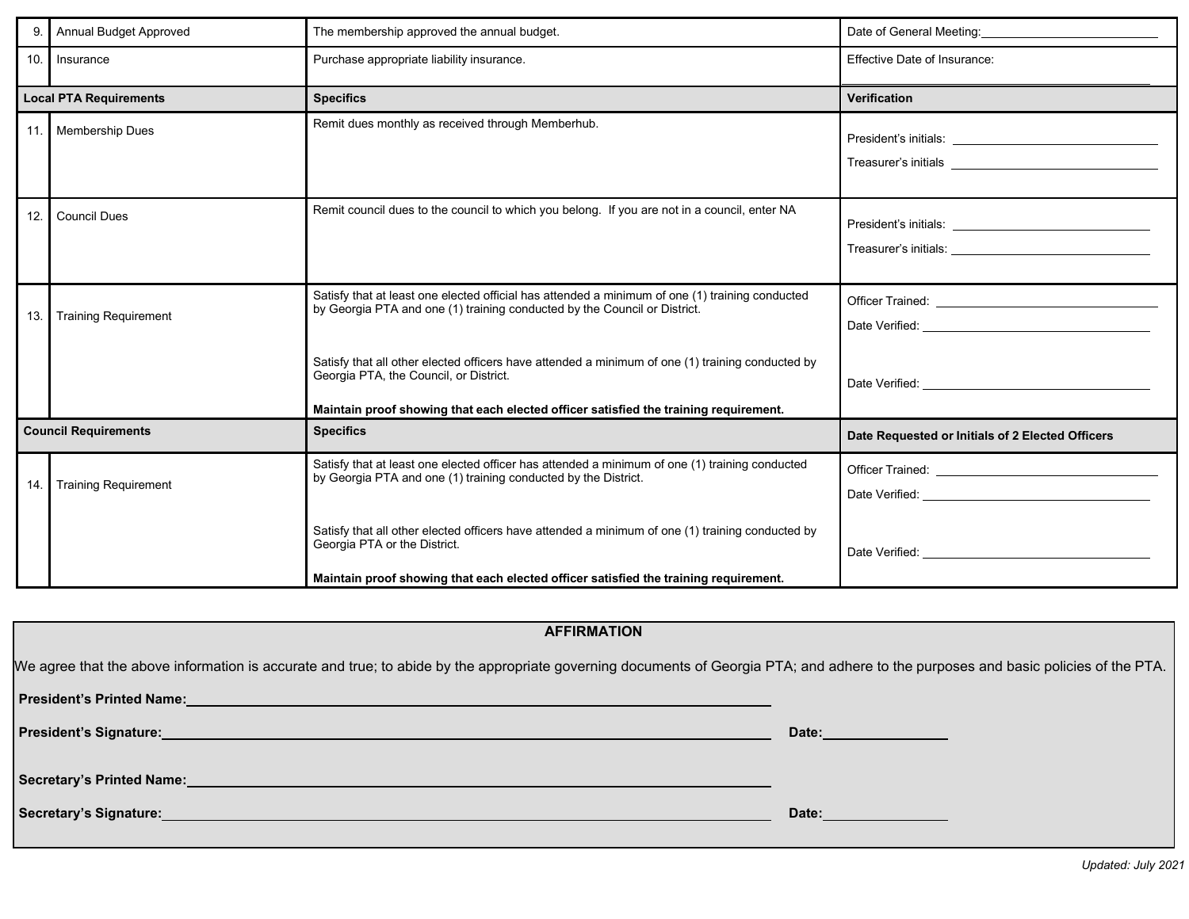| | | | |
|---|---|---|---|
| 9. | Annual Budget Approved | The membership approved the annual budget. | Date of General Meeting:\_\_\_\_\_\_\_\_\_\_ |
| 10. | Insurance | Purchase appropriate liability insurance. | Effective Date of Insurance: \_\_\_\_\_\_\_\_\_\_ |
| **Local PTA Requirements** | | **Specifics** | **Verification** |
| 11. | Membership Dues | Remit dues monthly as received through Memberhub. | President's initials: \_\_\_\_\_\_\_\_\_\_<br>Treasurer's initials \_\_\_\_\_\_\_\_\_\_ |
| 12. | Council Dues | Remit council dues to the council to which you belong. If you are not in a council, enter NA | President's initials: \_\_\_\_\_\_\_\_\_\_<br>Treasurer's initials: \_\_\_\_\_\_\_\_\_\_ |
| 13. | Training Requirement | Satisfy that at least one elected official has attended a minimum of one (1) training conducted by Georgia PTA and one (1) training conducted by the Council or District.<br><br>Satisfy that all other elected officers have attended a minimum of one (1) training conducted by Georgia PTA, the Council, or District.<br><br>**Maintain proof showing that each elected officer satisfied the training requirement.** | Officer Trained: \_\_\_\_\_\_\_\_\_\_<br>Date Verified: \_\_\_\_\_\_\_\_\_\_<br><br>Date Verified: \_\_\_\_\_\_\_\_\_\_ |
| **Council Requirements** | | **Specifics** | **Date Requested or Initials of 2 Elected Officers** |
| 14. | Training Requirement | Satisfy that at least one elected officer has attended a minimum of one (1) training conducted by Georgia PTA and one (1) training conducted by the District.<br><br>Satisfy that all other elected officers have attended a minimum of one (1) training conducted by Georgia PTA or the District.<br><br>**Maintain proof showing that each elected officer satisfied the training requirement.** | Officer Trained: \_\_\_\_\_\_\_\_\_\_<br>Date Verified: \_\_\_\_\_\_\_\_\_\_<br><br>Date Verified: \_\_\_\_\_\_\_\_\_\_ |

## AFFIRMATION

We agree that the above information is accurate and true; to abide by the appropriate governing documents of Georgia PTA; and adhere to the purposes and basic policies of the PTA.

**President's Printed Name:**\_\_\_\_\_\_\_\_\_\_\_\_\_\_\_\_\_\_\_\_

**President's Signature:**\_\_\_\_\_\_\_\_\_\_\_\_\_\_\_\_\_\_\_\_ **Date:**\_\_\_\_\_\_\_\_\_\_

**Secretary's Printed Name:**\_\_\_\_\_\_\_\_\_\_\_\_\_\_\_\_\_\_\_\_

**Secretary's Signature:**\_\_\_\_\_\_\_\_\_\_\_\_\_\_\_\_\_\_\_\_ **Date:**\_\_\_\_\_\_\_\_\_\_

*Updated: July 2021*